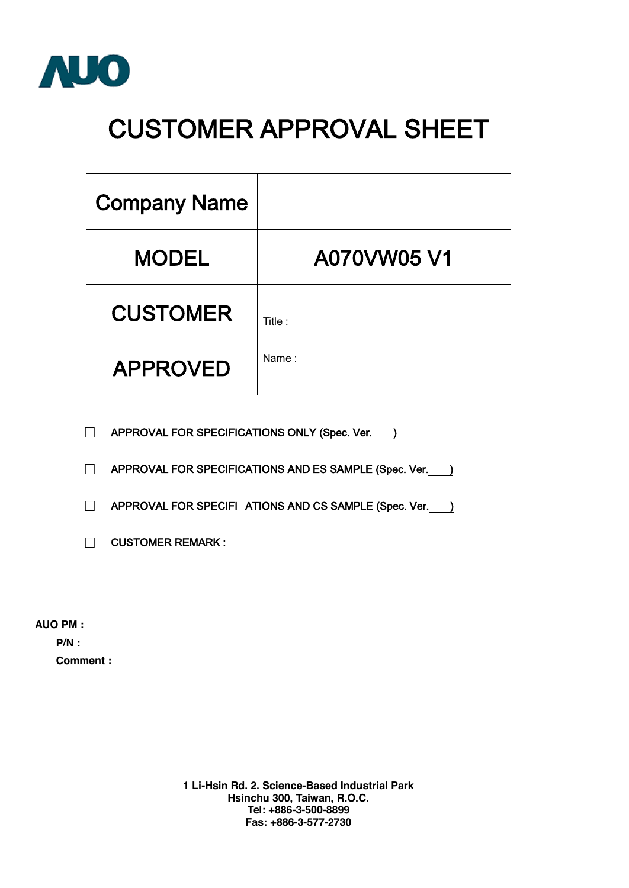AUO

# CUSTOMER APPROVAL SHEET

| Company Name | |
|---|---|
| MODEL | A070VW05 V1 |
| CUSTOMER APPROVED | Title :<br>Name : |

☐ APPROVAL FOR SPECIFICATIONS ONLY (Spec. Ver.____)

☐ APPROVAL FOR SPECIFICATIONS AND ES SAMPLE (Spec. Ver.____)

☐ APPROVAL FOR SPECIFI ATIONS AND CS SAMPLE (Spec. Ver.____)

☐ CUSTOMER REMARK :

**AUO PM :**

**P/N :** ____________________

**Comment :**

**1 Li-Hsin Rd. 2. Science-Based Industrial Park**
**Hsinchu 300, Taiwan, R.O.C.**
**Tel: +886-3-500-8899**
**Fas: +886-3-577-2730**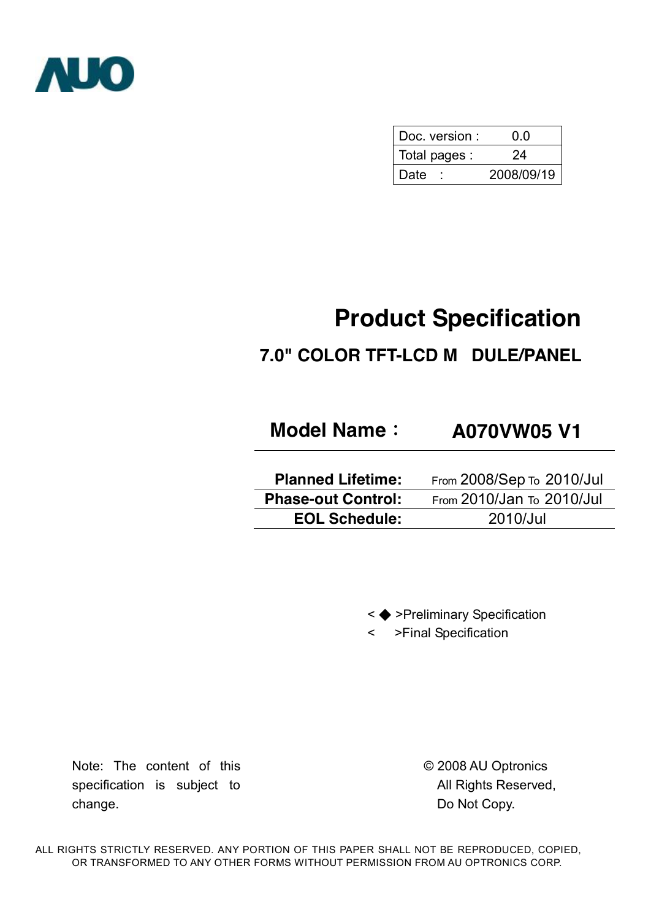AUO

| Doc. version : | 0.0 |
| --- | --- |
| Total pages : | 24 |
| Date : | 2008/09/19 |

# Product Specification

## 7.0" COLOR TFT-LCD M DULE/PANEL

## Model Name： A070VW05 V1

| | |
| --- | --- |
| **Planned Lifetime:** | From 2008/Sep To 2010/Jul |
| **Phase-out Control:** | From 2010/Jan To 2010/Jul |
| **EOL Schedule:** | 2010/Jul |

< ◆ >Preliminary Specification

< >Final Specification

Note: The content of this specification is subject to change.

© 2008 AU Optronics
All Rights Reserved,
Do Not Copy.

ALL RIGHTS STRICTLY RESERVED. ANY PORTION OF THIS PAPER SHALL NOT BE REPRODUCED, COPIED, OR TRANSFORMED TO ANY OTHER FORMS WITHOUT PERMISSION FROM AU OPTRONICS CORP.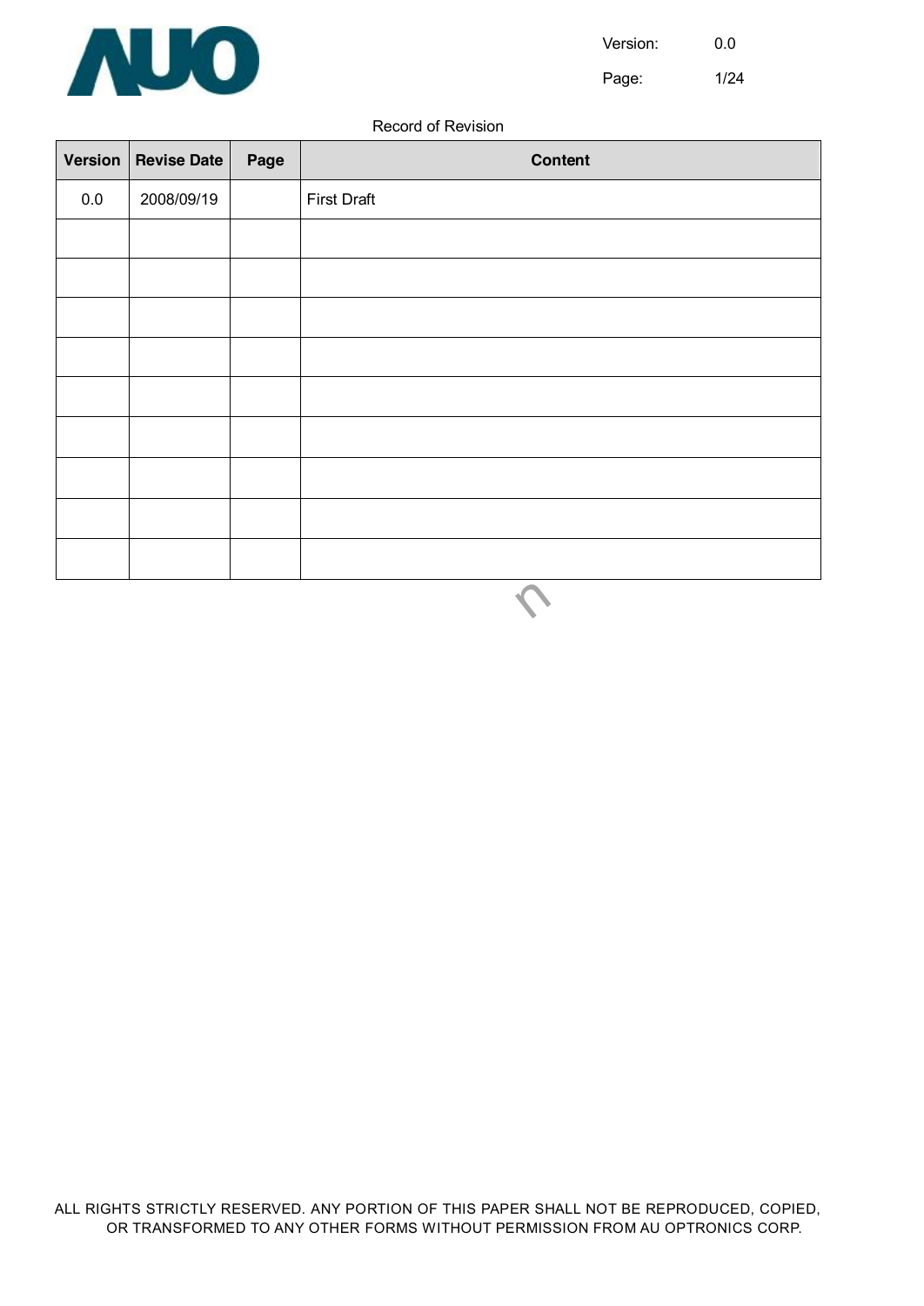Record of Revision

| Version | Revise Date | Page | Content |
|---|---|---|---|
| 0.0 | 2008/09/19 | | First Draft |
| | | | |
| | | | |
| | | | |
| | | | |
| | | | |
| | | | |
| | | | |
| | | | |
| | | | |

ALL RIGHTS STRICTLY RESERVED. ANY PORTION OF THIS PAPER SHALL NOT BE REPRODUCED, COPIED, OR TRANSFORMED TO ANY OTHER FORMS WITHOUT PERMISSION FROM AU OPTRONICS CORP.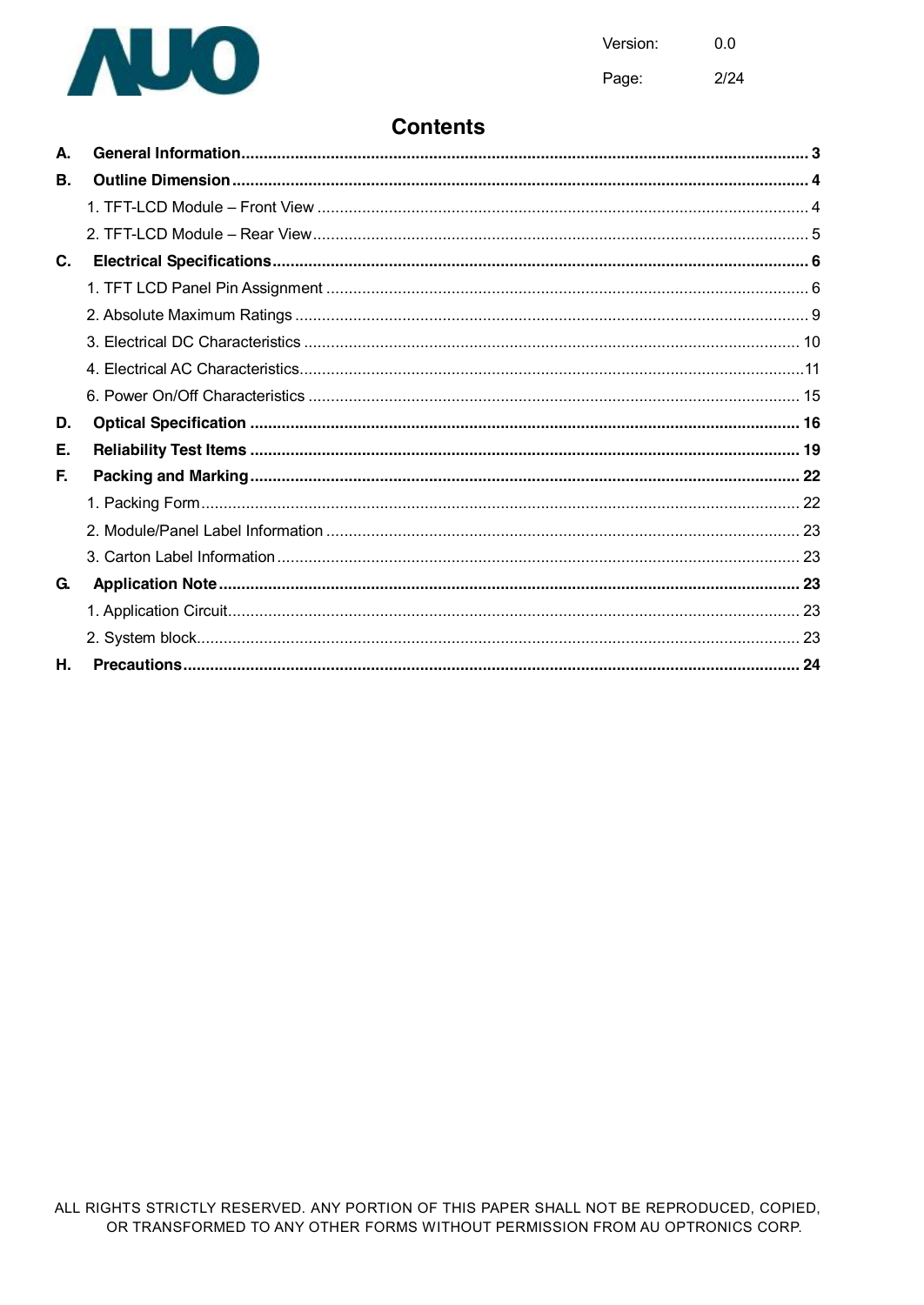# Contents

**A. General Information** .......... **3**

**B. Outline Dimension** .......... **4**

1. TFT-LCD Module – Front View .......... 4
2. TFT-LCD Module – Rear View .......... 5

**C. Electrical Specifications** .......... **6**

1. TFT LCD Panel Pin Assignment .......... 6
2. Absolute Maximum Ratings .......... 9
3. Electrical DC Characteristics .......... 10
4. Electrical AC Characteristics .......... 11
6. Power On/Off Characteristics .......... 15

**D. Optical Specification** .......... **16**

**E. Reliability Test Items** .......... **19**

**F. Packing and Marking** .......... **22**

1. Packing Form .......... 22
2. Module/Panel Label Information .......... 23
3. Carton Label Information .......... 23

**G. Application Note** .......... **23**

1. Application Circuit .......... 23
2. System block .......... 23

**H. Precautions** .......... **24**

ALL RIGHTS STRICTLY RESERVED. ANY PORTION OF THIS PAPER SHALL NOT BE REPRODUCED, COPIED, OR TRANSFORMED TO ANY OTHER FORMS WITHOUT PERMISSION FROM AU OPTRONICS CORP.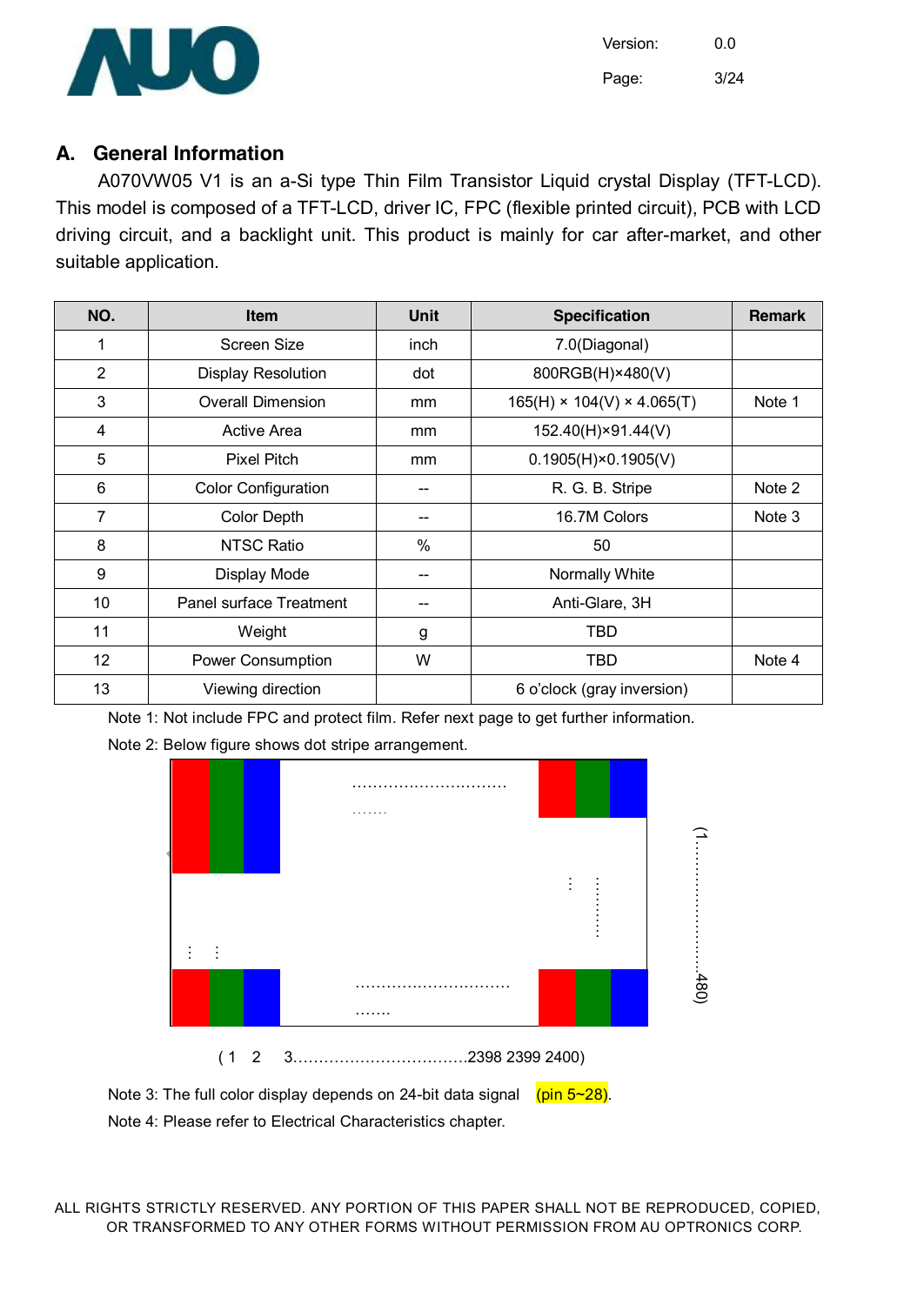## A. General Information

A070VW05 V1 is an a-Si type Thin Film Transistor Liquid crystal Display (TFT-LCD). This model is composed of a TFT-LCD, driver IC, FPC (flexible printed circuit), PCB with LCD driving circuit, and a backlight unit. This product is mainly for car after-market, and other suitable application.

| NO. | Item | Unit | Specification | Remark |
|---|---|---|---|---|
| 1 | Screen Size | inch | 7.0(Diagonal) | |
| 2 | Display Resolution | dot | 800RGB(H)×480(V) | |
| 3 | Overall Dimension | mm | 165(H) × 104(V) × 4.065(T) | Note 1 |
| 4 | Active Area | mm | 152.40(H)×91.44(V) | |
| 5 | Pixel Pitch | mm | 0.1905(H)×0.1905(V) | |
| 6 | Color Configuration | -- | R. G. B. Stripe | Note 2 |
| 7 | Color Depth | -- | 16.7M Colors | Note 3 |
| 8 | NTSC Ratio | % | 50 | |
| 9 | Display Mode | -- | Normally White | |
| 10 | Panel surface Treatment | -- | Anti-Glare, 3H | |
| 11 | Weight | g | TBD | |
| 12 | Power Consumption | W | TBD | Note 4 |
| 13 | Viewing direction | | 6 o'clock (gray inversion) | |

Note 1: Not include FPC and protect film. Refer next page to get further information.

Note 2: Below figure shows dot stripe arrangement.

(1 2 3……………………………2398 2399 2400)

(1…………………….480)

Note 3: The full color display depends on 24-bit data signal (pin 5~28).

Note 4: Please refer to Electrical Characteristics chapter.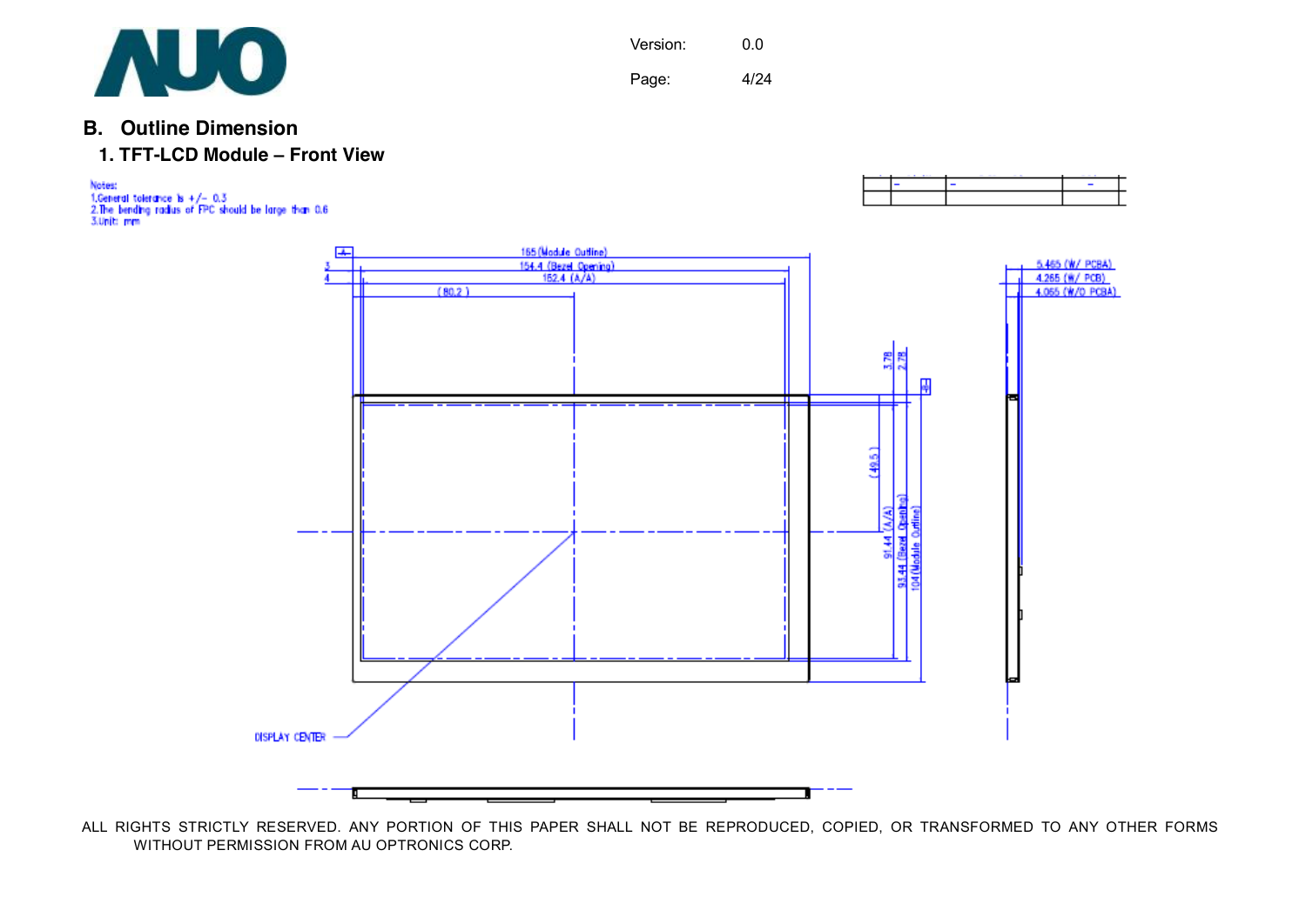## B. Outline Dimension

### 1. TFT-LCD Module – Front View

Notes:
1.General tolerance is +/- 0.3
2.The bending radius of FPC should be large than 0.6
3.Unit: mm

165 (Module Outline)
154.4 (Bezel Opening)
152.4 (A/A)
(80.2)
3
4

3.78
2.78
(49.5)
91.44 (A/A)
93.44 (Bezel Opening)
104 (Module Outline)

5.465 (W/ PCBA)
4.265 (W/ PCB)
4.065 (W/O PCBA)

DISPLAY CENTER

ALL RIGHTS STRICTLY RESERVED. ANY PORTION OF THIS PAPER SHALL NOT BE REPRODUCED, COPIED, OR TRANSFORMED TO ANY OTHER FORMS WITHOUT PERMISSION FROM AU OPTRONICS CORP.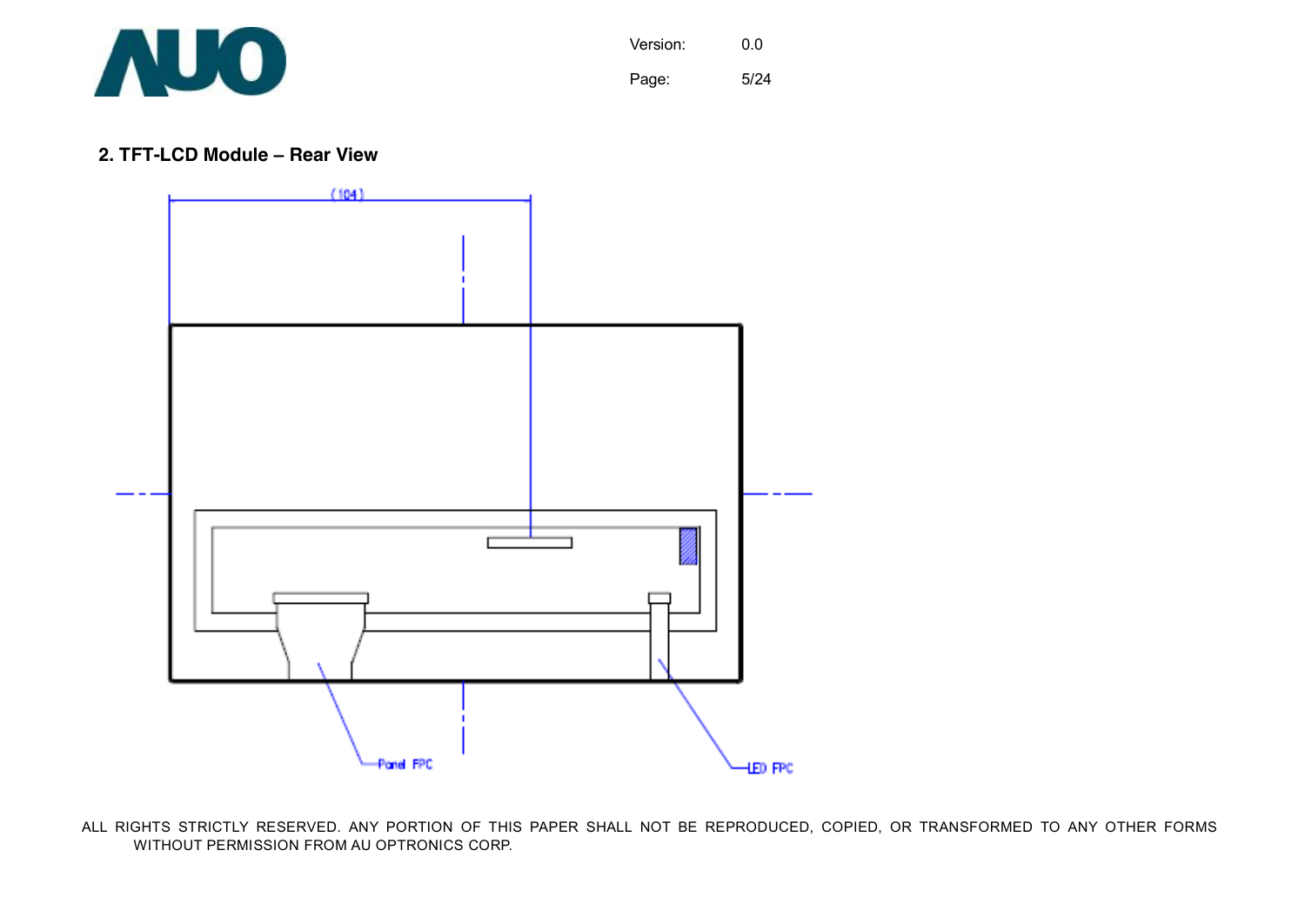## 2. TFT-LCD Module – Rear View

(104)

Panel FPC

LED FPC

ALL RIGHTS STRICTLY RESERVED. ANY PORTION OF THIS PAPER SHALL NOT BE REPRODUCED, COPIED, OR TRANSFORMED TO ANY OTHER FORMS WITHOUT PERMISSION FROM AU OPTRONICS CORP.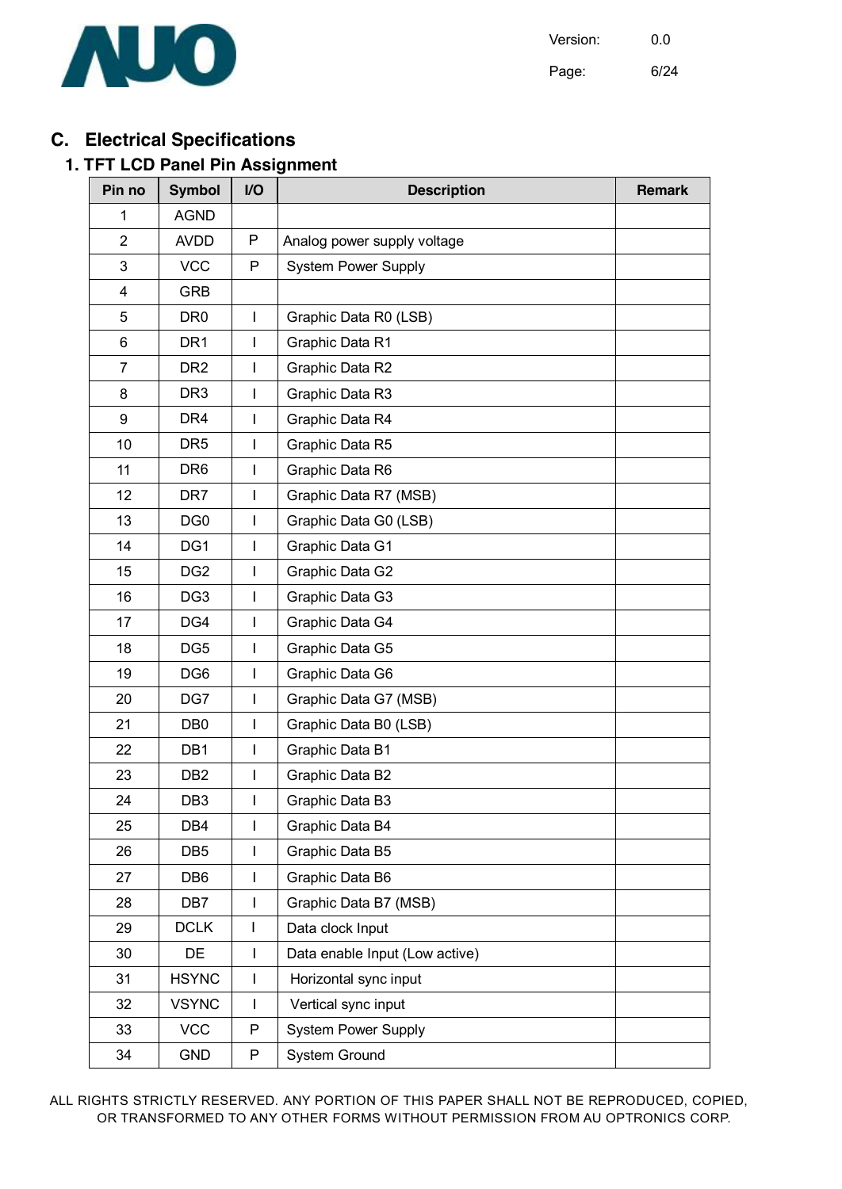## C. Electrical Specifications

### 1. TFT LCD Panel Pin Assignment

| Pin no | Symbol | I/O | Description | Remark |
|---|---|---|---|---|
| 1 | AGND | | | |
| 2 | AVDD | P | Analog power supply voltage | |
| 3 | VCC | P | System Power Supply | |
| 4 | GRB | | | |
| 5 | DR0 | I | Graphic Data R0 (LSB) | |
| 6 | DR1 | I | Graphic Data R1 | |
| 7 | DR2 | I | Graphic Data R2 | |
| 8 | DR3 | I | Graphic Data R3 | |
| 9 | DR4 | I | Graphic Data R4 | |
| 10 | DR5 | I | Graphic Data R5 | |
| 11 | DR6 | I | Graphic Data R6 | |
| 12 | DR7 | I | Graphic Data R7 (MSB) | |
| 13 | DG0 | I | Graphic Data G0 (LSB) | |
| 14 | DG1 | I | Graphic Data G1 | |
| 15 | DG2 | I | Graphic Data G2 | |
| 16 | DG3 | I | Graphic Data G3 | |
| 17 | DG4 | I | Graphic Data G4 | |
| 18 | DG5 | I | Graphic Data G5 | |
| 19 | DG6 | I | Graphic Data G6 | |
| 20 | DG7 | I | Graphic Data G7 (MSB) | |
| 21 | DB0 | I | Graphic Data B0 (LSB) | |
| 22 | DB1 | I | Graphic Data B1 | |
| 23 | DB2 | I | Graphic Data B2 | |
| 24 | DB3 | I | Graphic Data B3 | |
| 25 | DB4 | I | Graphic Data B4 | |
| 26 | DB5 | I | Graphic Data B5 | |
| 27 | DB6 | I | Graphic Data B6 | |
| 28 | DB7 | I | Graphic Data B7 (MSB) | |
| 29 | DCLK | I | Data clock Input | |
| 30 | DE | I | Data enable Input (Low active) | |
| 31 | HSYNC | I | Horizontal sync input | |
| 32 | VSYNC | I | Vertical sync input | |
| 33 | VCC | P | System Power Supply | |
| 34 | GND | P | System Ground | |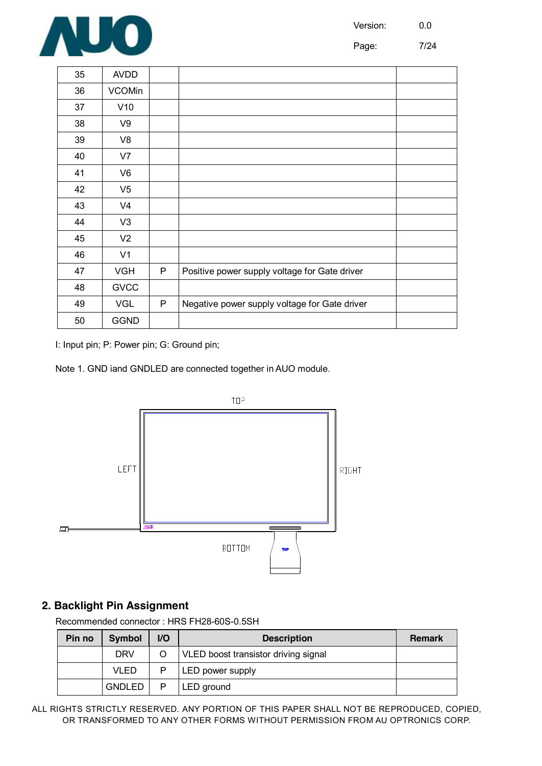| 35 | AVDD | | | |
|---|---|---|---|---|
| 36 | VCOMin | | | |
| 37 | V10 | | | |
| 38 | V9 | | | |
| 39 | V8 | | | |
| 40 | V7 | | | |
| 41 | V6 | | | |
| 42 | V5 | | | |
| 43 | V4 | | | |
| 44 | V3 | | | |
| 45 | V2 | | | |
| 46 | V1 | | | |
| 47 | VGH | P | Positive power supply voltage for Gate driver | |
| 48 | GVCC | | | |
| 49 | VGL | P | Negative power supply voltage for Gate driver | |
| 50 | GGND | | | |

I: Input pin; P: Power pin; G: Ground pin;

Note 1. GND iand GNDLED are connected together in AUO module.

TOP

LEFT

RIGHT

BOTTOM

## 2. Backlight Pin Assignment

Recommended connector : HRS FH28-60S-0.5SH

| Pin no | Symbol | I/O | Description | Remark |
|---|---|---|---|---|
| | DRV | O | VLED boost transistor driving signal | |
| | VLED | P | LED power supply | |
| | GNDLED | P | LED ground | |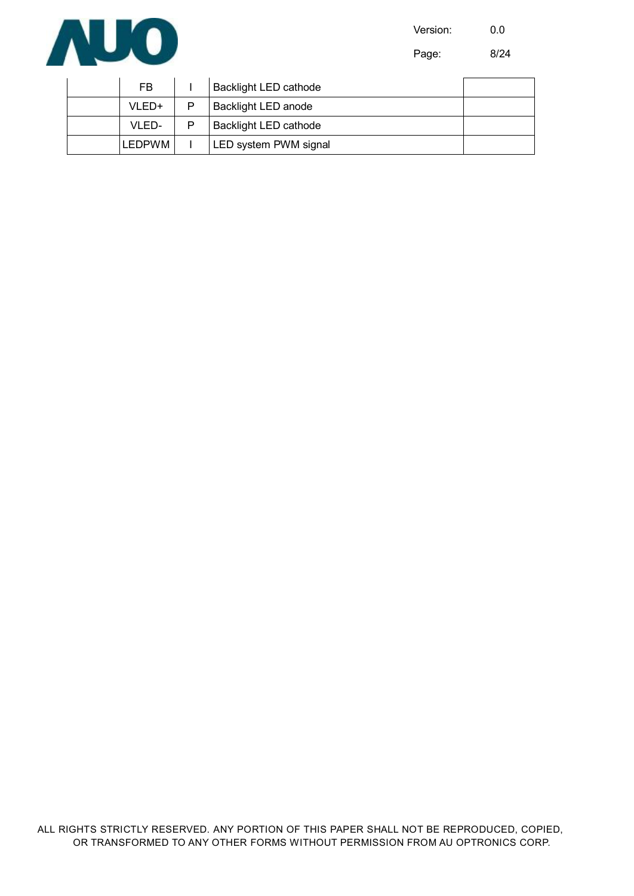| | | | | |
|---|---|---|---|---|
| | FB | I | Backlight LED cathode | |
| | VLED+ | P | Backlight LED anode | |
| | VLED- | P | Backlight LED cathode | |
| | LEDPWM | I | LED system PWM signal | |

ALL RIGHTS STRICTLY RESERVED. ANY PORTION OF THIS PAPER SHALL NOT BE REPRODUCED, COPIED, OR TRANSFORMED TO ANY OTHER FORMS WITHOUT PERMISSION FROM AU OPTRONICS CORP.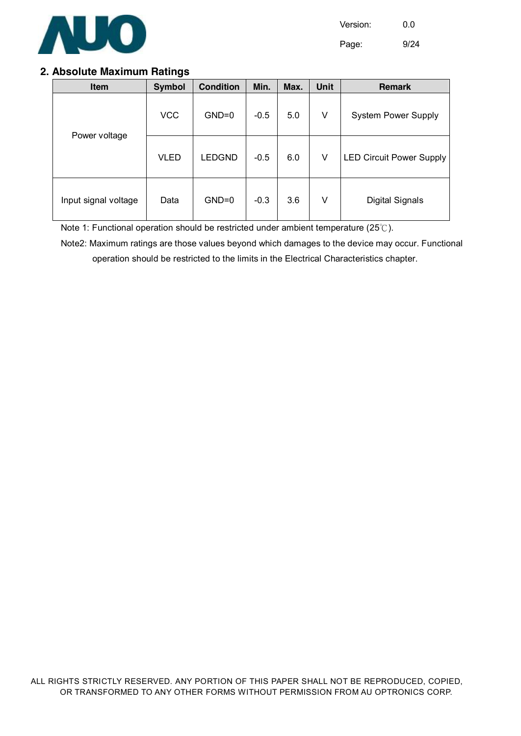## 2. Absolute Maximum Ratings

| Item | Symbol | Condition | Min. | Max. | Unit | Remark |
|---|---|---|---|---|---|---|
| Power voltage | VCC | GND=0 | -0.5 | 5.0 | V | System Power Supply |
| | VLED | LEDGND | -0.5 | 6.0 | V | LED Circuit Power Supply |
| Input signal voltage | Data | GND=0 | -0.3 | 3.6 | V | Digital Signals |

Note 1: Functional operation should be restricted under ambient temperature (25℃).

Note2: Maximum ratings are those values beyond which damages to the device may occur. Functional operation should be restricted to the limits in the Electrical Characteristics chapter.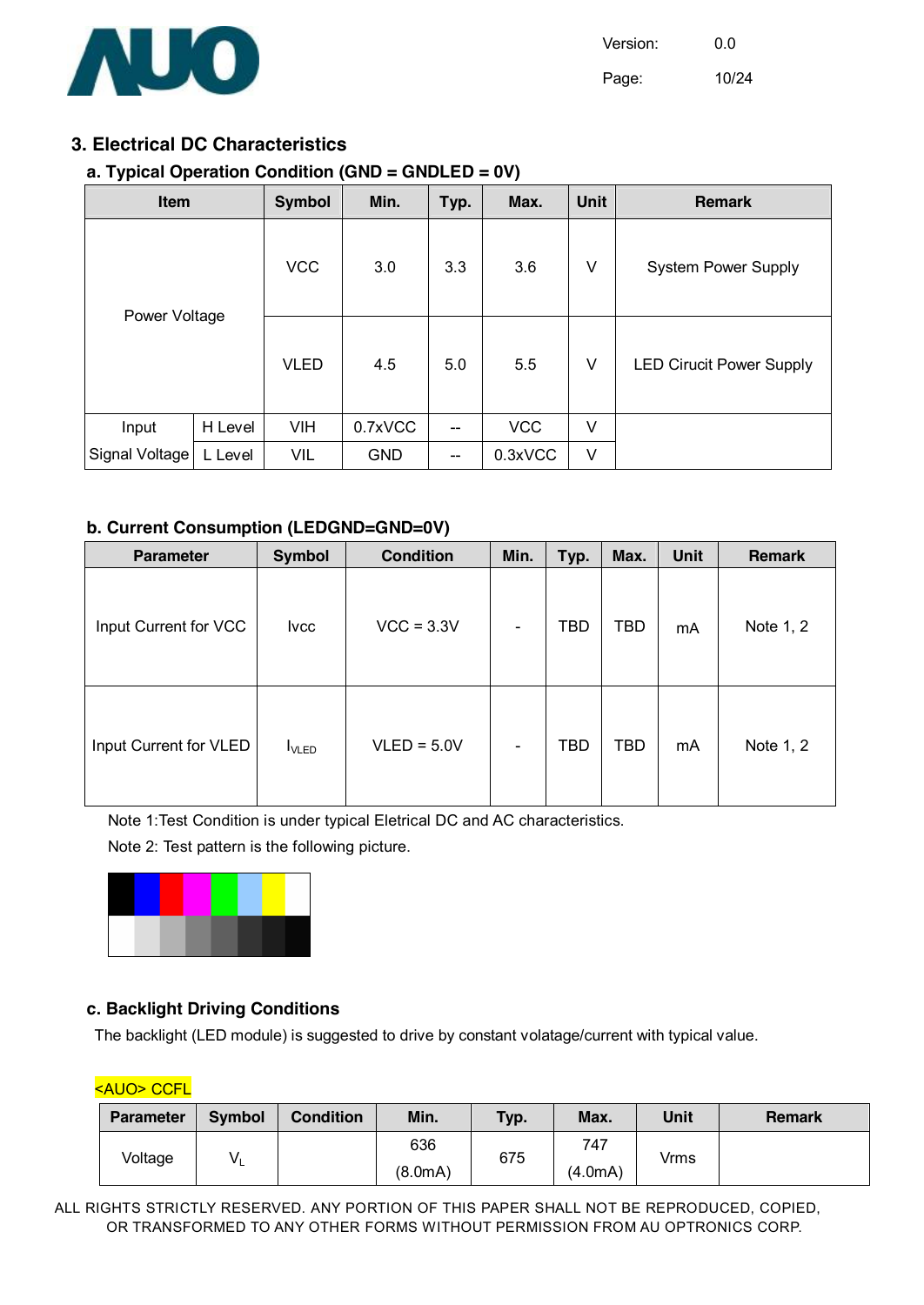## 3. Electrical DC Characteristics

### a. Typical Operation Condition (GND = GNDLED = 0V)

| Item | | Symbol | Min. | Typ. | Max. | Unit | Remark |
|---|---|---|---|---|---|---|---|
| Power Voltage | | VCC | 3.0 | 3.3 | 3.6 | V | System Power Supply |
| | | VLED | 4.5 | 5.0 | 5.5 | V | LED Cirucit Power Supply |
| Input Signal Voltage | H Level | VIH | 0.7xVCC | -- | VCC | V | |
| | L Level | VIL | GND | -- | 0.3xVCC | V | |

### b. Current Consumption (LEDGND=GND=0V)

| Parameter | Symbol | Condition | Min. | Typ. | Max. | Unit | Remark |
|---|---|---|---|---|---|---|---|
| Input Current for VCC | Ivcc | VCC = 3.3V | - | TBD | TBD | mA | Note 1, 2 |
| Input Current for VLED | $I_{VLED}$ | VLED = 5.0V | - | TBD | TBD | mA | Note 1, 2 |

Note 1:Test Condition is under typical Eletrical DC and AC characteristics.

Note 2: Test pattern is the following picture.

### c. Backlight Driving Conditions

The backlight (LED module) is suggested to drive by constant volatage/current with typical value.

<AUO> CCFL

| Parameter | Symbol | Condition | Min. | Typ. | Max. | Unit | Remark |
|---|---|---|---|---|---|---|---|
| Voltage | $V_L$ | | 636 (8.0mA) | 675 | 747 (4.0mA) | Vrms | |

ALL RIGHTS STRICTLY RESERVED. ANY PORTION OF THIS PAPER SHALL NOT BE REPRODUCED, COPIED, OR TRANSFORMED TO ANY OTHER FORMS WITHOUT PERMISSION FROM AU OPTRONICS CORP.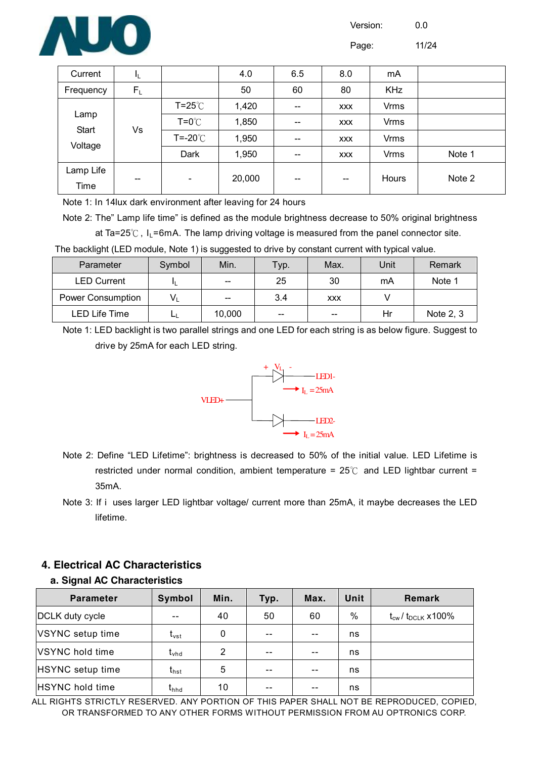| Current | $I_L$ | | 4.0 | 6.5 | 8.0 | mA | |
|---|---|---|---|---|---|---|---|
| Frequency | $F_L$ | | 50 | 60 | 80 | KHz | |
| Lamp Start Voltage | Vs | T=25℃ | 1,420 | -- | xxx | Vrms | |
| | | T=0℃ | 1,850 | -- | xxx | Vrms | |
| | | T=-20℃ | 1,950 | -- | xxx | Vrms | |
| | | Dark | 1,950 | -- | xxx | Vrms | Note 1 |
| Lamp Life Time | -- | - | 20,000 | -- | -- | Hours | Note 2 |

Note 1: In 14lux dark environment after leaving for 24 hours

Note 2: The" Lamp life time" is defined as the module brightness decrease to 50% original brightness at Ta=25℃ , $I_L$=6mA. The lamp driving voltage is measured from the panel connector site.

The backlight (LED module, Note 1) is suggested to drive by constant current with typical value.

| Parameter | Symbol | Min. | Typ. | Max. | Unit | Remark |
|---|---|---|---|---|---|---|
| LED Current | $I_L$ | -- | 25 | 30 | mA | Note 1 |
| Power Consumption | $V_L$ | -- | 3.4 | xxx | V | |
| LED Life Time | $L_L$ | 10,000 | -- | -- | Hr | Note 2, 3 |

Note 1: LED backlight is two parallel strings and one LED for each string is as below figure. Suggest to drive by 25mA for each LED string.

+ $V_L$ -

VLED+ — LED1- ($I_L$ = 25mA), LED2- ($I_L$ = 25mA)

Note 2: Define "LED Lifetime": brightness is decreased to 50% of the initial value. LED Lifetime is restricted under normal condition, ambient temperature = 25℃ and LED lightbar current = 35mA.

Note 3: If i uses larger LED lightbar voltage/ current more than 25mA, it maybe decreases the LED lifetime.

## 4. Electrical AC Characteristics

### a. Signal AC Characteristics

| Parameter | Symbol | Min. | Typ. | Max. | Unit | Remark |
|---|---|---|---|---|---|---|
| DCLK duty cycle | -- | 40 | 50 | 60 | % | $t_{cw}$ / $t_{DCLK}$ x100% |
| VSYNC setup time | $t_{vst}$ | 0 | -- | -- | ns | |
| VSYNC hold time | $t_{vhd}$ | 2 | -- | -- | ns | |
| HSYNC setup time | $t_{hst}$ | 5 | -- | -- | ns | |
| HSYNC hold time | $t_{hhd}$ | 10 | -- | -- | ns | |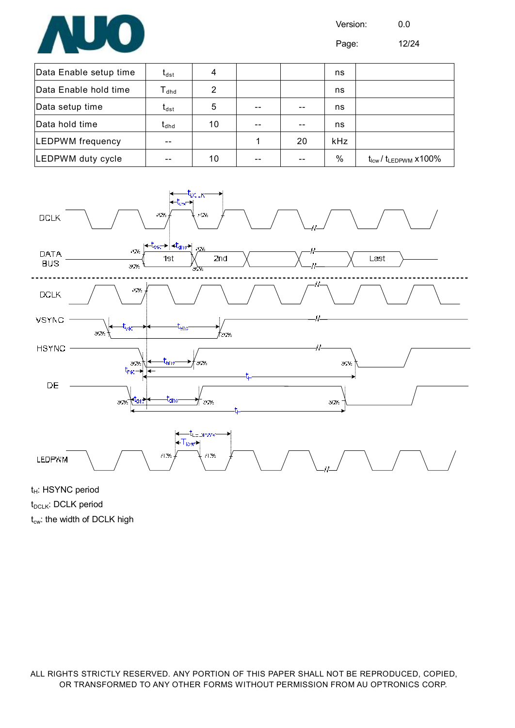| Data Enable setup time | $t_{dst}$ | 4 | | | ns | |
|---|---|---|---|---|---|---|
| Data Enable hold time | $T_{dhd}$ | 2 | | | ns | |
| Data setup time | $t_{dst}$ | 5 | -- | -- | ns | |
| Data hold time | $t_{dhd}$ | 10 | -- | -- | ns | |
| LEDPWM frequency | -- | | 1 | 20 | kHz | |
| LEDPWM duty cycle | -- | 10 | -- | -- | % | $t_{lcw}$ / $t_{LEDPWM}$ x100% |

$t_H$: HSYNC period

$t_{DCLK}$: DCLK period

$t_{cw}$: the width of DCLK high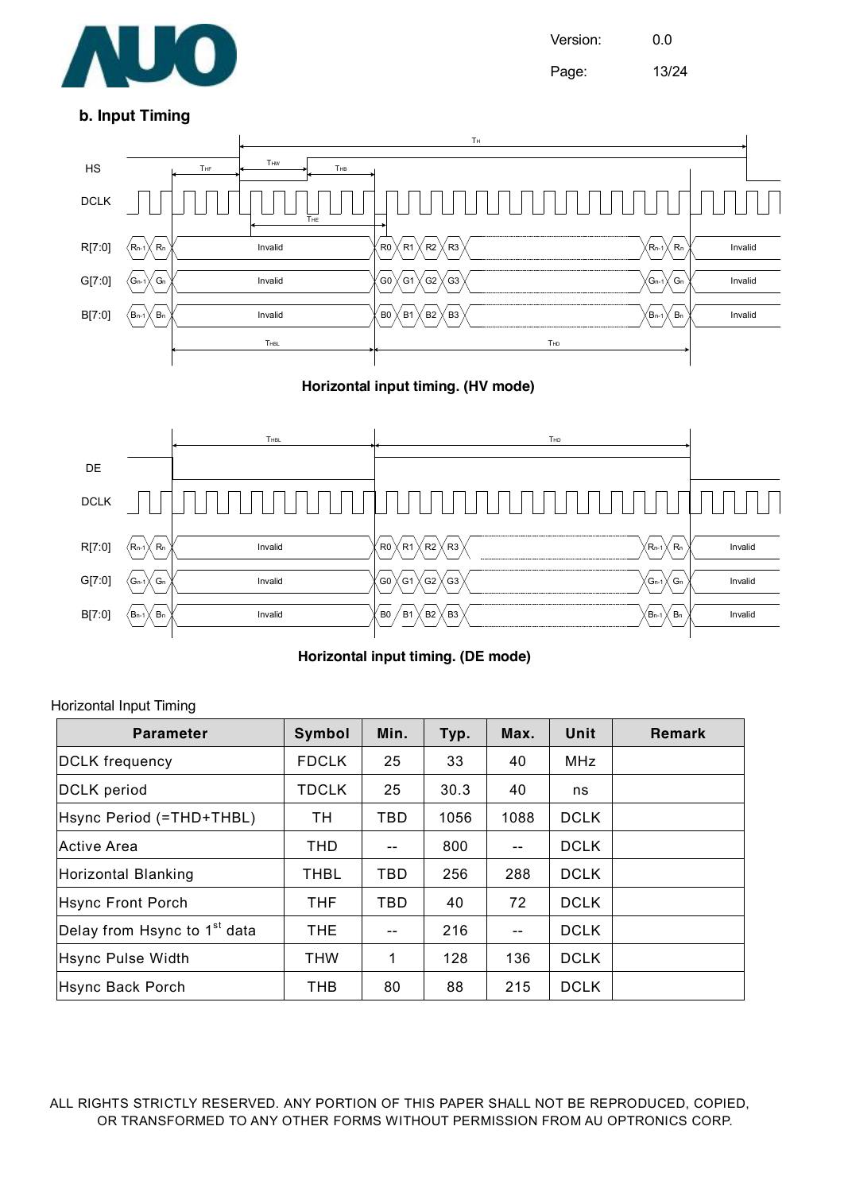### b. Input Timing

Horizontal input timing. (HV mode)

Horizontal input timing. (DE mode)

Horizontal Input Timing

| Parameter | Symbol | Min. | Typ. | Max. | Unit | Remark |
|---|---|---|---|---|---|---|
| DCLK frequency | FDCLK | 25 | 33 | 40 | MHz | |
| DCLK period | TDCLK | 25 | 30.3 | 40 | ns | |
| Hsync Period (=THD+THBL) | TH | TBD | 1056 | 1088 | DCLK | |
| Active Area | THD | -- | 800 | -- | DCLK | |
| Horizontal Blanking | THBL | TBD | 256 | 288 | DCLK | |
| Hsync Front Porch | THF | TBD | 40 | 72 | DCLK | |
| Delay from Hsync to 1st data | THE | -- | 216 | -- | DCLK | |
| Hsync Pulse Width | THW | 1 | 128 | 136 | DCLK | |
| Hsync Back Porch | THB | 80 | 88 | 215 | DCLK | |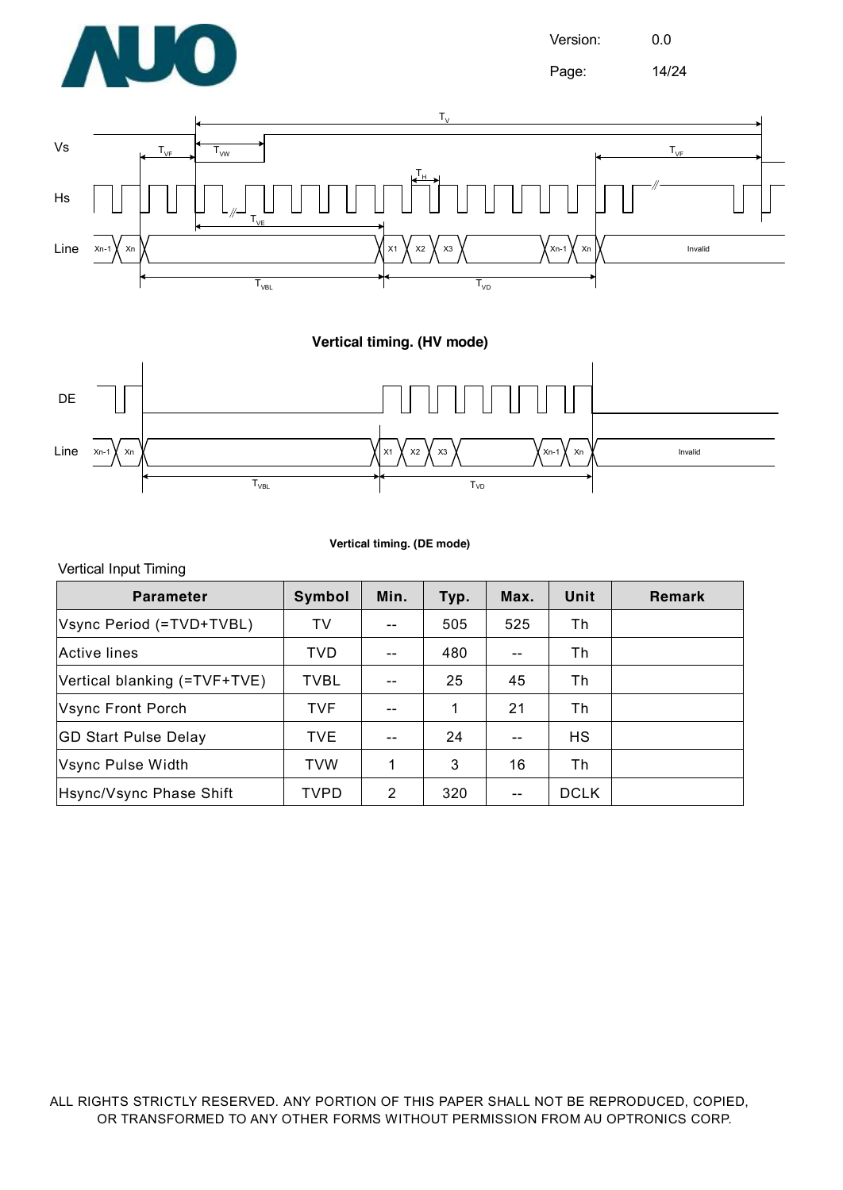Vertical timing. (HV mode)

Vertical timing. (DE mode)

Vertical Input Timing

| Parameter | Symbol | Min. | Typ. | Max. | Unit | Remark |
|---|---|---|---|---|---|---|
| Vsync Period (=TVD+TVBL) | TV | -- | 505 | 525 | Th | |
| Active lines | TVD | -- | 480 | -- | Th | |
| Vertical blanking (=TVF+TVE) | TVBL | -- | 25 | 45 | Th | |
| Vsync Front Porch | TVF | -- | 1 | 21 | Th | |
| GD Start Pulse Delay | TVE | -- | 24 | -- | HS | |
| Vsync Pulse Width | TVW | 1 | 3 | 16 | Th | |
| Hsync/Vsync Phase Shift | TVPD | 2 | 320 | -- | DCLK | |

ALL RIGHTS STRICTLY RESERVED. ANY PORTION OF THIS PAPER SHALL NOT BE REPRODUCED, COPIED, OR TRANSFORMED TO ANY OTHER FORMS WITHOUT PERMISSION FROM AU OPTRONICS CORP.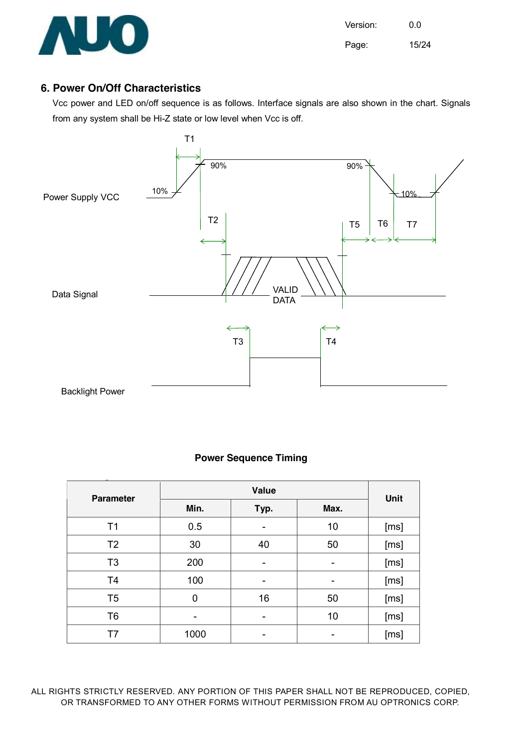## 6. Power On/Off Characteristics

Vcc power and LED on/off sequence is as follows. Interface signals are also shown in the chart. Signals from any system shall be Hi-Z state or low level when Vcc is off.

**Power Sequence Timing**

| Parameter | Value | | | Unit |
|---|---|---|---|---|
| | Min. | Typ. | Max. | |
| T1 | 0.5 | - | 10 | [ms] |
| T2 | 30 | 40 | 50 | [ms] |
| T3 | 200 | - | - | [ms] |
| T4 | 100 | - | - | [ms] |
| T5 | 0 | 16 | 50 | [ms] |
| T6 | - | - | 10 | [ms] |
| T7 | 1000 | - | - | [ms] |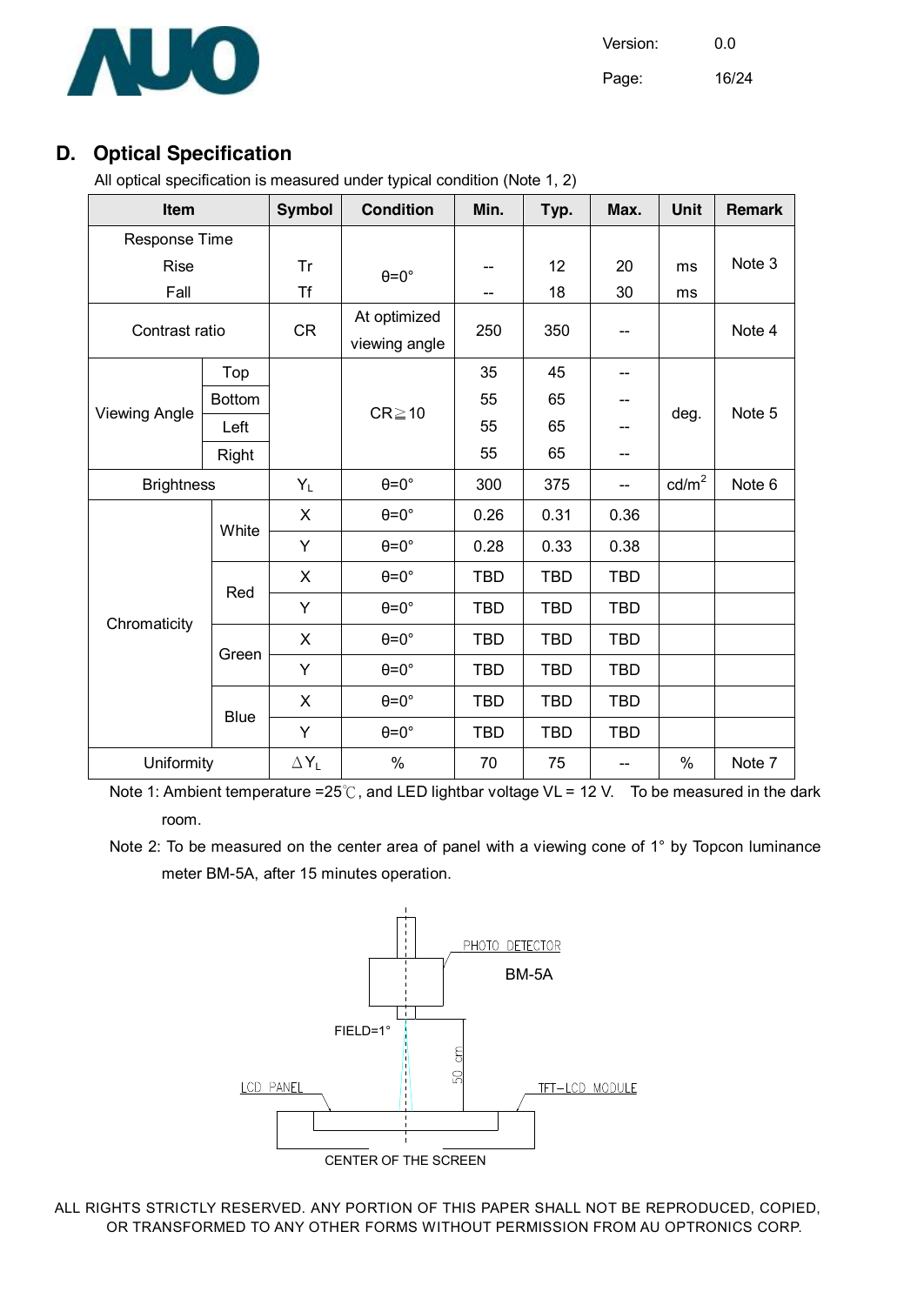## D. Optical Specification

All optical specification is measured under typical condition (Note 1, 2)

| Item | | Symbol | Condition | Min. | Typ. | Max. | Unit | Remark |
|---|---|---|---|---|---|---|---|---|
| Response Time | | | | | | | | |
| Rise | | Tr | θ=0° | -- | 12 | 20 | ms | Note 3 |
| Fall | | Tf | | -- | 18 | 30 | ms | |
| Contrast ratio | | CR | At optimized viewing angle | 250 | 350 | -- | | Note 4 |
| Viewing Angle | Top | | CR≧10 | 35 | 45 | -- | deg. | Note 5 |
| | Bottom | | | 55 | 65 | -- | | |
| | Left | | | 55 | 65 | -- | | |
| | Right | | | 55 | 65 | -- | | |
| Brightness | | $Y_L$ | θ=0° | 300 | 375 | -- | cd/m$^2$ | Note 6 |
| Chromaticity | White | X | θ=0° | 0.26 | 0.31 | 0.36 | | |
| | | Y | θ=0° | 0.28 | 0.33 | 0.38 | | |
| | Red | X | θ=0° | TBD | TBD | TBD | | |
| | | Y | θ=0° | TBD | TBD | TBD | | |
| | Green | X | θ=0° | TBD | TBD | TBD | | |
| | | Y | θ=0° | TBD | TBD | TBD | | |
| | Blue | X | θ=0° | TBD | TBD | TBD | | |
| | | Y | θ=0° | TBD | TBD | TBD | | |
| Uniformity | | $\Delta Y_L$ | % | 70 | 75 | -- | % | Note 7 |

Note 1: Ambient temperature =25℃, and LED lightbar voltage VL = 12 V. To be measured in the dark room.

Note 2: To be measured on the center area of panel with a viewing cone of 1° by Topcon luminance meter BM-5A, after 15 minutes operation.

PHOTO DETECTOR
BM-5A
FIELD=1°
50 cm
LCD PANEL
TFT-LCD MODULE
CENTER OF THE SCREEN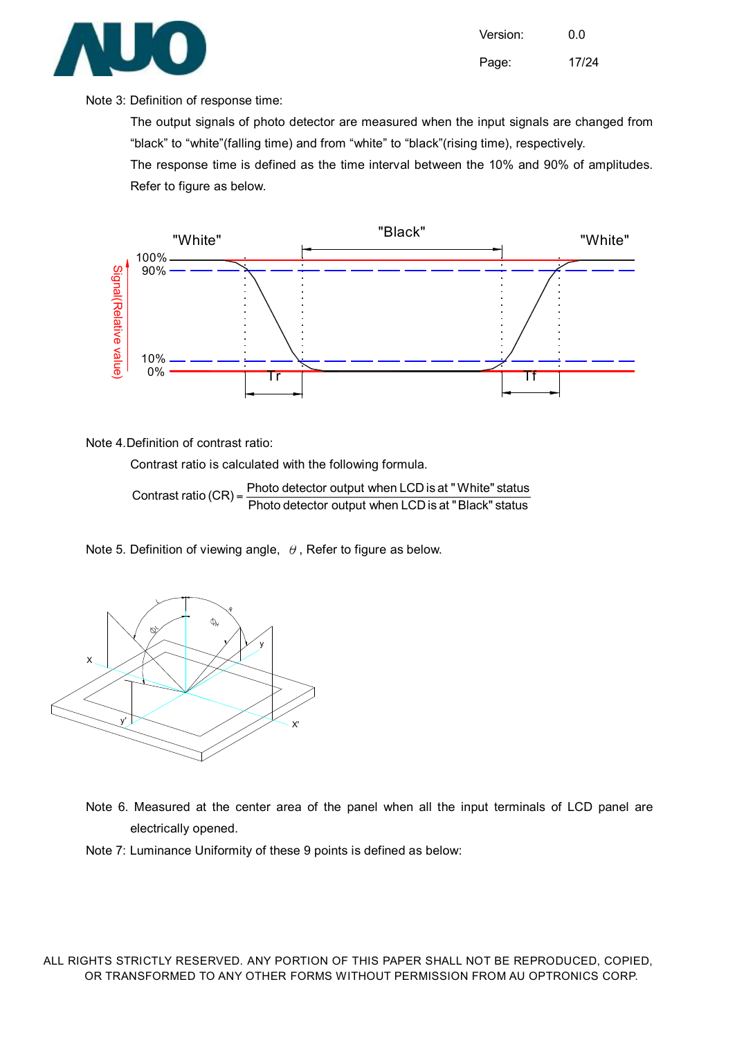Note 3: Definition of response time:

The output signals of photo detector are measured when the input signals are changed from "black" to "white"(falling time) and from "white" to "black"(rising time), respectively.

The response time is defined as the time interval between the 10% and 90% of amplitudes. Refer to figure as below.

Note 4. Definition of contrast ratio:

Contrast ratio is calculated with the following formula.

$$\text{Contrast ratio (CR)} = \frac{\text{Photo detector output when LCD is at "White" status}}{\text{Photo detector output when LCD is at "Black" status}}$$

Note 5. Definition of viewing angle, $\theta$, Refer to figure as below.

Note 6. Measured at the center area of the panel when all the input terminals of LCD panel are electrically opened.

Note 7: Luminance Uniformity of these 9 points is defined as below: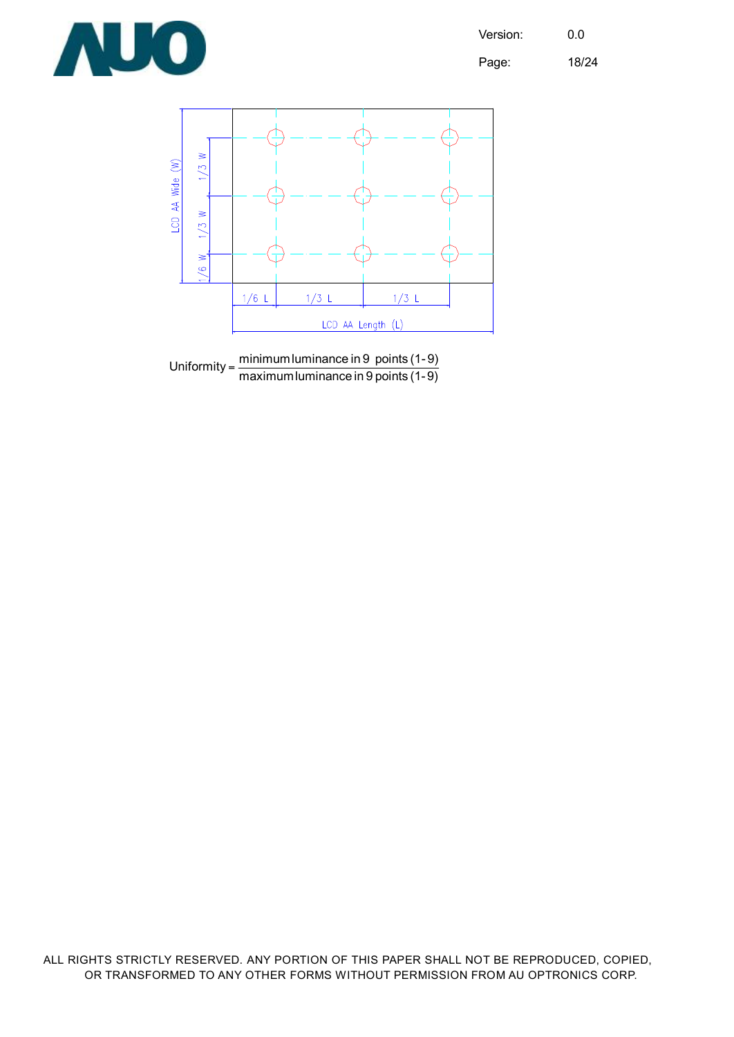$$\text{Uniformity} = \frac{\text{minimum luminance in 9 points (1-9)}}{\text{maximum luminance in 9 points (1-9)}}$$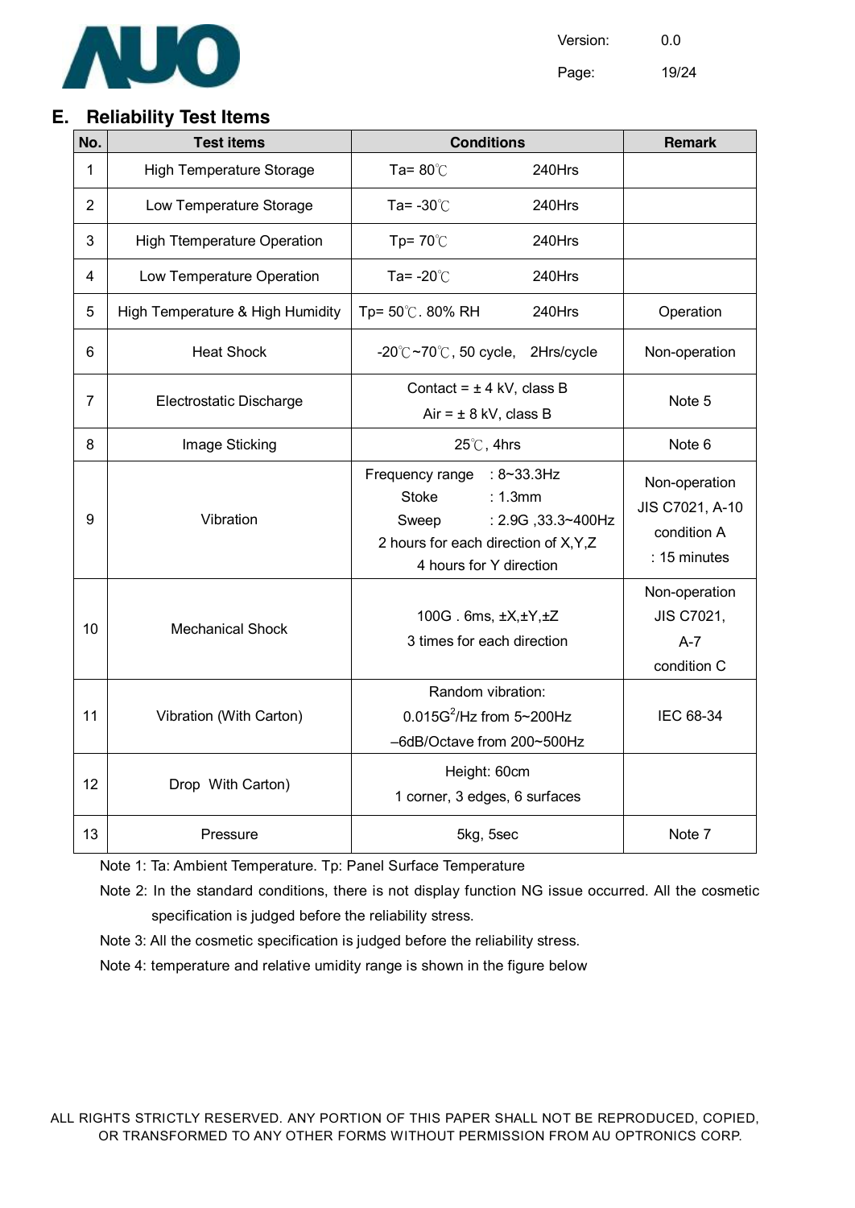## E. Reliability Test Items

| No. | Test items | Conditions | Remark |
|---|---|---|---|
| 1 | High Temperature Storage | Ta= 80℃ 240Hrs | |
| 2 | Low Temperature Storage | Ta= -30℃ 240Hrs | |
| 3 | High Ttemperature Operation | Tp= 70℃ 240Hrs | |
| 4 | Low Temperature Operation | Ta= -20℃ 240Hrs | |
| 5 | High Temperature & High Humidity | Tp= 50℃. 80% RH 240Hrs | Operation |
| 6 | Heat Shock | -20℃~70℃, 50 cycle, 2Hrs/cycle | Non-operation |
| 7 | Electrostatic Discharge | Contact = ± 4 kV, class B<br>Air = ± 8 kV, class B | Note 5 |
| 8 | Image Sticking | 25℃, 4hrs | Note 6 |
| 9 | Vibration | Frequency range : 8~33.3Hz<br>Stoke : 1.3mm<br>Sweep : 2.9G ,33.3~400Hz<br>2 hours for each direction of X,Y,Z<br>4 hours for Y direction | Non-operation<br>JIS C7021, A-10<br>condition A<br>: 15 minutes |
| 10 | Mechanical Shock | 100G . 6ms, ±X,±Y,±Z<br>3 times for each direction | Non-operation<br>JIS C7021,<br>A-7<br>condition C |
| 11 | Vibration (With Carton) | Random vibration:<br>$0.015G^2/Hz$ from 5~200Hz<br>–6dB/Octave from 200~500Hz | IEC 68-34 |
| 12 | Drop With Carton) | Height: 60cm<br>1 corner, 3 edges, 6 surfaces | |
| 13 | Pressure | 5kg, 5sec | Note 7 |

Note 1: Ta: Ambient Temperature. Tp: Panel Surface Temperature

Note 2: In the standard conditions, there is not display function NG issue occurred. All the cosmetic specification is judged before the reliability stress.

Note 3: All the cosmetic specification is judged before the reliability stress.

Note 4: temperature and relative umidity range is shown in the figure below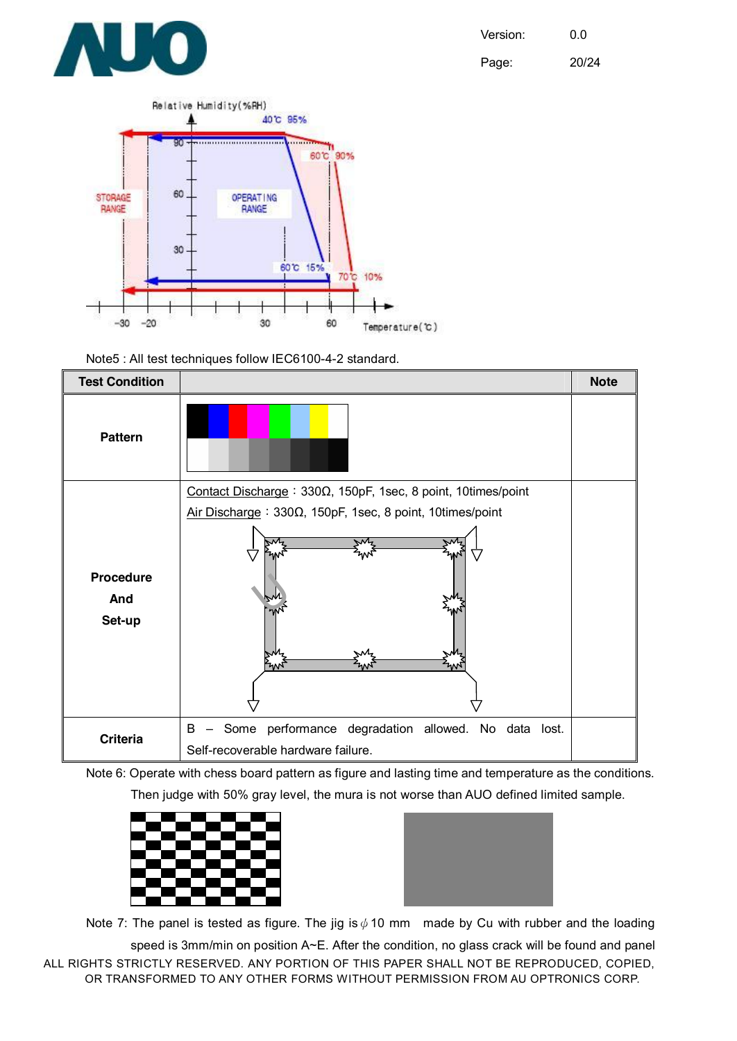Note5 : All test techniques follow IEC6100-4-2 standard.

| Test Condition | | Note |
|---|---|---|
| Pattern | | |
| Procedure And Set-up | Contact Discharge：330Ω, 150pF, 1sec, 8 point, 10times/point<br>Air Discharge：330Ω, 150pF, 1sec, 8 point, 10times/point | |
| Criteria | B – Some performance degradation allowed. No data lost. Self-recoverable hardware failure. | |

Note 6: Operate with chess board pattern as figure and lasting time and temperature as the conditions. Then judge with 50% gray level, the mura is not worse than AUO defined limited sample.

Note 7: The panel is tested as figure. The jig is ϕ10 mm made by Cu with rubber and the loading speed is 3mm/min on position A~E. After the condition, no glass crack will be found and panel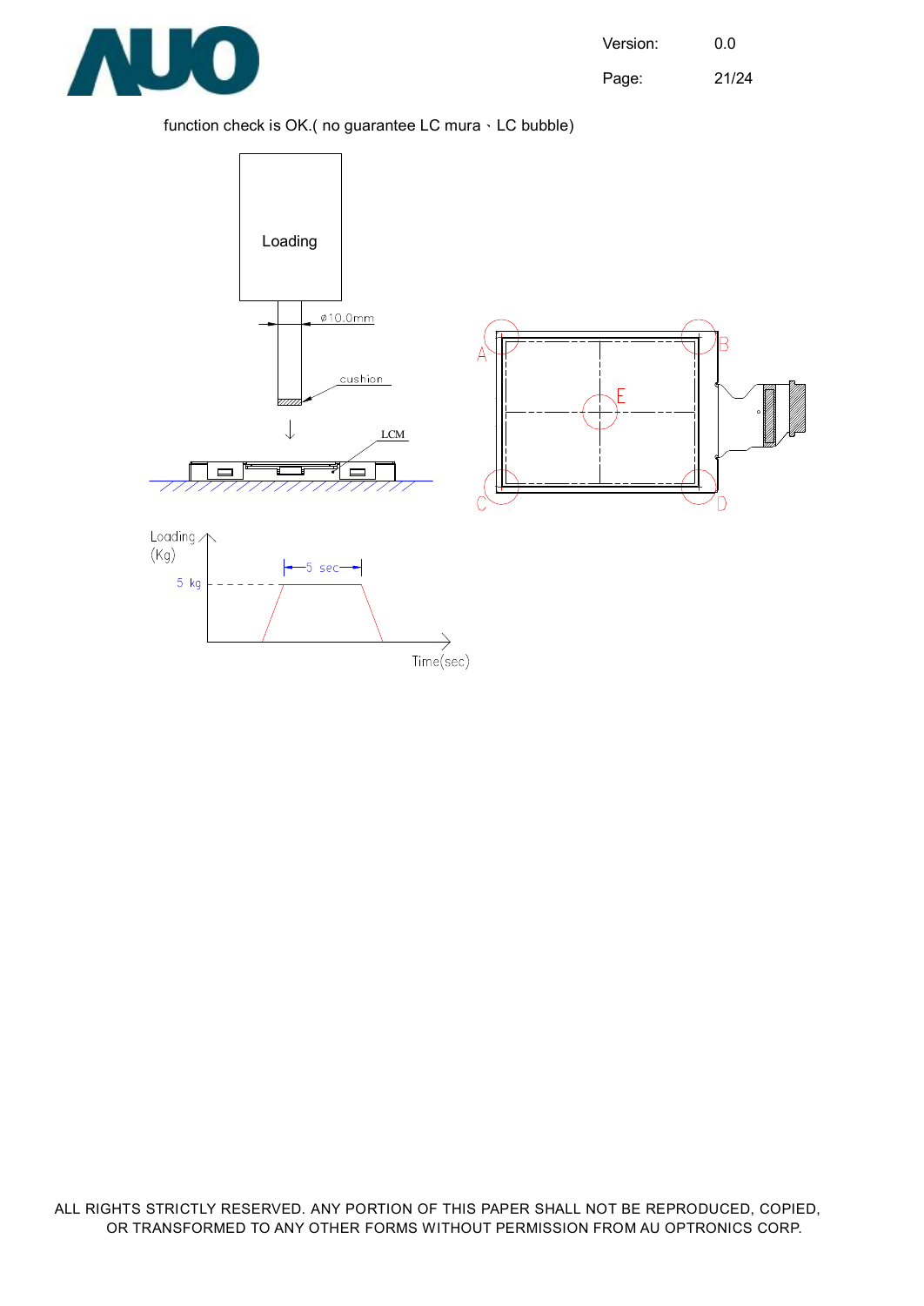function check is OK.( no guarantee LC mura、LC bubble)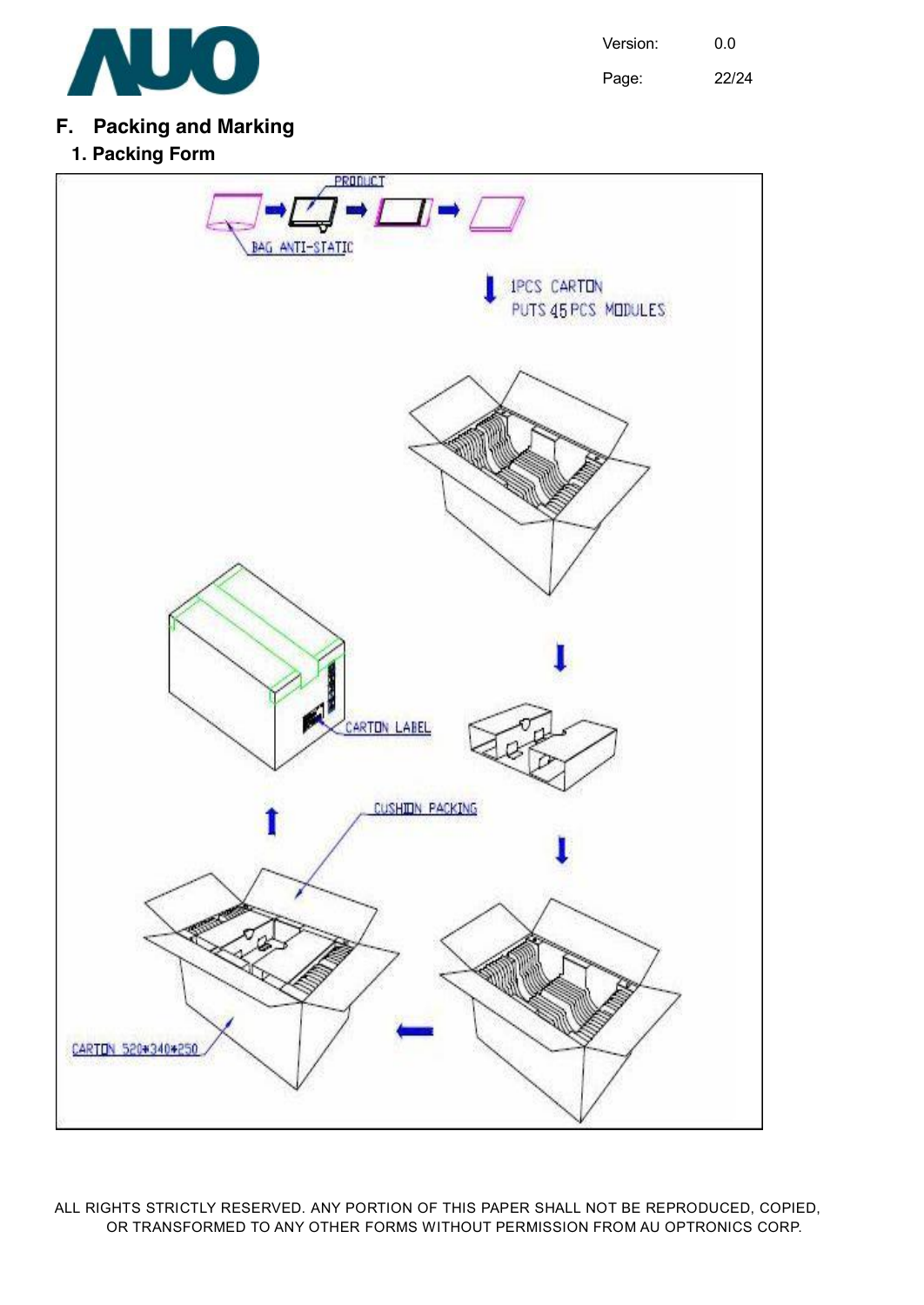## F. Packing and Marking

### 1. Packing Form

PRODUCT

BAG ANTI-STATIC

1PCS CARTON
PUTS 45 PCS MODULES

CARTON LABEL

CUSHION PACKING

CARTON 520*340*250

ALL RIGHTS STRICTLY RESERVED. ANY PORTION OF THIS PAPER SHALL NOT BE REPRODUCED, COPIED, OR TRANSFORMED TO ANY OTHER FORMS WITHOUT PERMISSION FROM AU OPTRONICS CORP.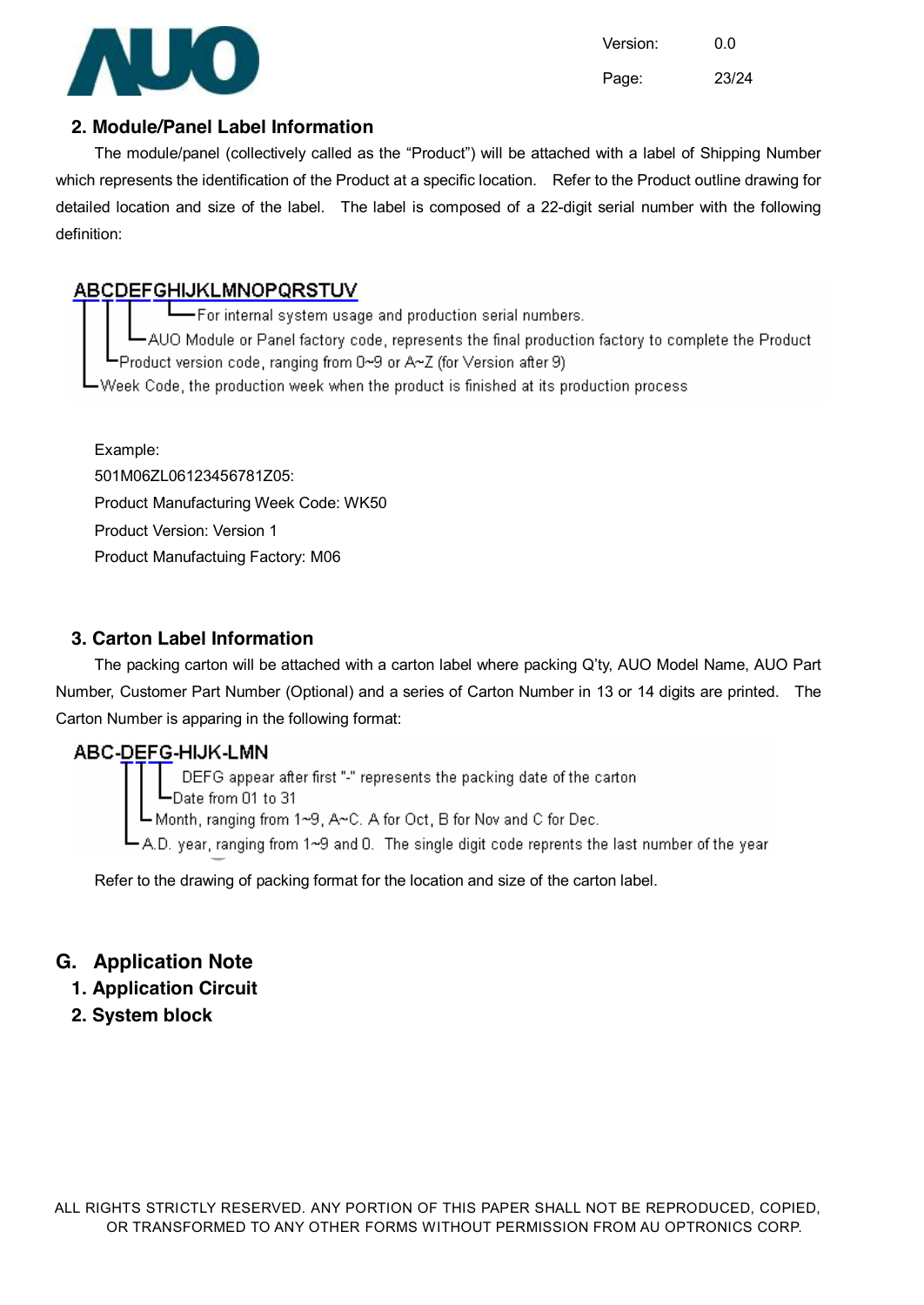## 2. Module/Panel Label Information

The module/panel (collectively called as the "Product") will be attached with a label of Shipping Number which represents the identification of the Product at a specific location. Refer to the Product outline drawing for detailed location and size of the label. The label is composed of a 22-digit serial number with the following definition:

```
ABCDEFGHIJKLMNOPQRSTUV
│ │ │  └─For internal system usage and production serial numbers.
│ │ └─AUO Module or Panel factory code, represents the final production factory to complete the Product
│ └─Product version code, ranging from 0~9 or A~Z (for Version after 9)
└─Week Code, the production week when the product is finished at its production process
```

Example:

501M06ZL06123456781Z05:

Product Manufacturing Week Code: WK50

Product Version: Version 1

Product Manufactuing Factory: M06

## 3. Carton Label Information

The packing carton will be attached with a carton label where packing Q'ty, AUO Model Name, AUO Part Number, Customer Part Number (Optional) and a series of Carton Number in 13 or 14 digits are printed. The Carton Number is apparing in the following format:

```
ABC-DEFG-HIJK-LMN
    │││ └─DEFG appear after first "-" represents the packing date of the carton
    ││└─Date from 01 to 31
    │└─Month, ranging from 1~9, A~C. A for Oct, B for Nov and C for Dec.
    └─A.D. year, ranging from 1~9 and 0. The single digit code reprents the last number of the year
```

Refer to the drawing of packing format for the location and size of the carton label.

# G. Application Note

## 1. Application Circuit

## 2. System block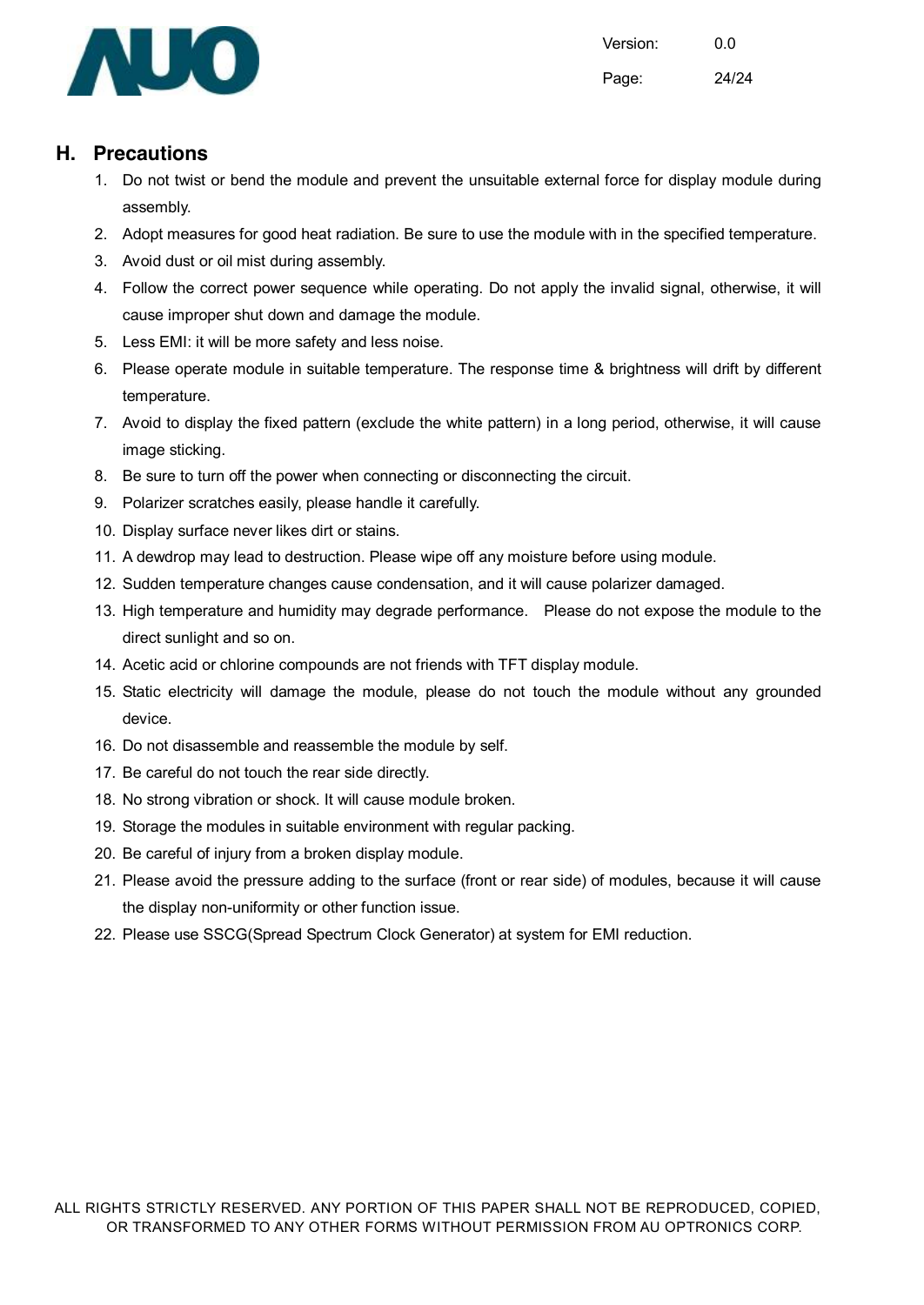## H. Precautions

1. Do not twist or bend the module and prevent the unsuitable external force for display module during assembly.
2. Adopt measures for good heat radiation. Be sure to use the module with in the specified temperature.
3. Avoid dust or oil mist during assembly.
4. Follow the correct power sequence while operating. Do not apply the invalid signal, otherwise, it will cause improper shut down and damage the module.
5. Less EMI: it will be more safety and less noise.
6. Please operate module in suitable temperature. The response time & brightness will drift by different temperature.
7. Avoid to display the fixed pattern (exclude the white pattern) in a long period, otherwise, it will cause image sticking.
8. Be sure to turn off the power when connecting or disconnecting the circuit.
9. Polarizer scratches easily, please handle it carefully.
10. Display surface never likes dirt or stains.
11. A dewdrop may lead to destruction. Please wipe off any moisture before using module.
12. Sudden temperature changes cause condensation, and it will cause polarizer damaged.
13. High temperature and humidity may degrade performance. Please do not expose the module to the direct sunlight and so on.
14. Acetic acid or chlorine compounds are not friends with TFT display module.
15. Static electricity will damage the module, please do not touch the module without any grounded device.
16. Do not disassemble and reassemble the module by self.
17. Be careful do not touch the rear side directly.
18. No strong vibration or shock. It will cause module broken.
19. Storage the modules in suitable environment with regular packing.
20. Be careful of injury from a broken display module.
21. Please avoid the pressure adding to the surface (front or rear side) of modules, because it will cause the display non-uniformity or other function issue.
22. Please use SSCG(Spread Spectrum Clock Generator) at system for EMI reduction.